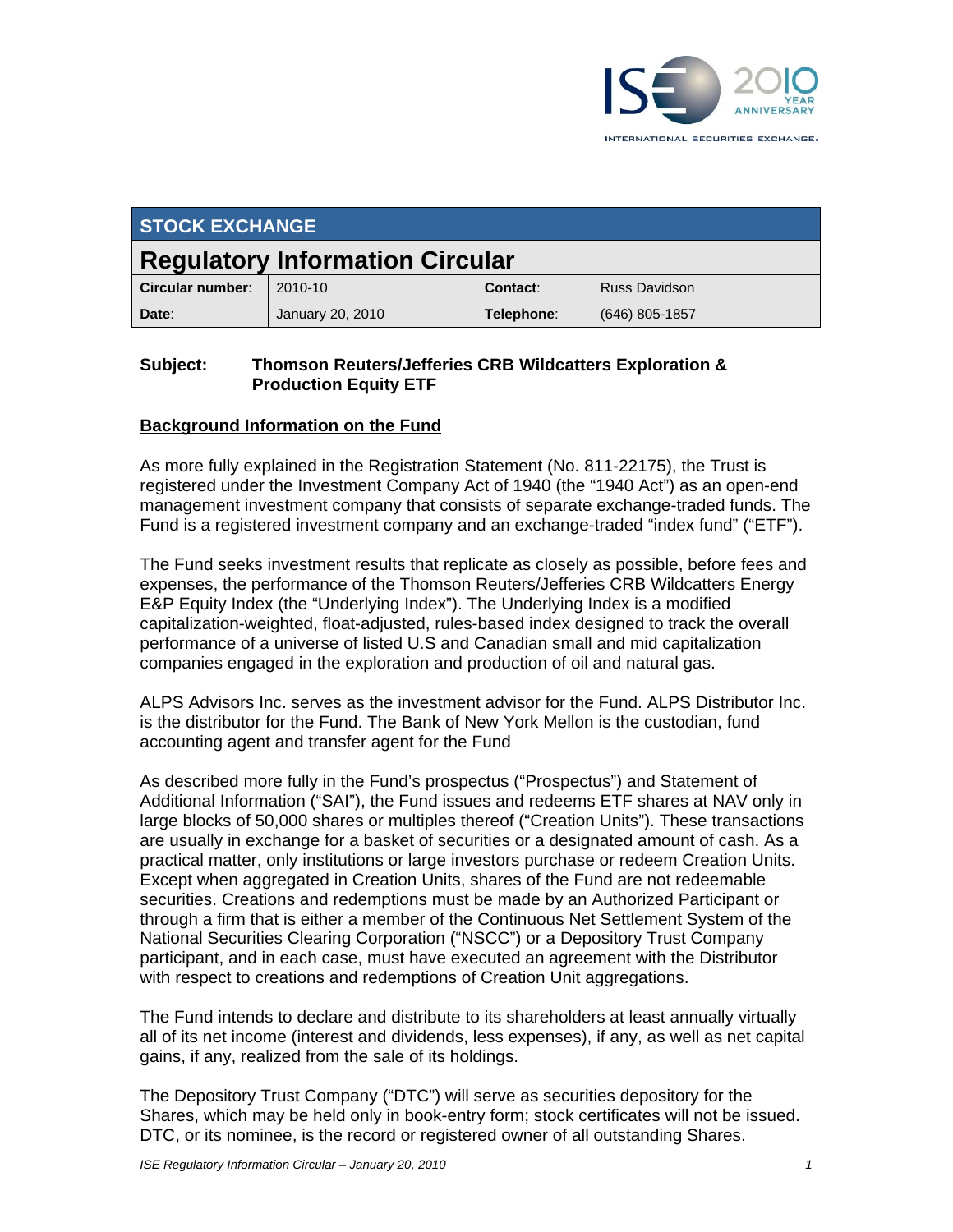## STOCK EXCHANGE

# Regulatory Information Circular

| Circular number: | 2010-10 | Contact: | Russ Davidson |
|---|---|---|---|
| Date: | January 20, 2010 | Telephone: | (646) 805-1857 |

**Subject: Thomson Reuters/Jefferies CRB Wildcatters Exploration & Production Equity ETF**

**Background Information on the Fund**

As more fully explained in the Registration Statement (No. 811-22175), the Trust is registered under the Investment Company Act of 1940 (the "1940 Act") as an open-end management investment company that consists of separate exchange-traded funds. The Fund is a registered investment company and an exchange-traded "index fund" ("ETF").

The Fund seeks investment results that replicate as closely as possible, before fees and expenses, the performance of the Thomson Reuters/Jefferies CRB Wildcatters Energy E&P Equity Index (the "Underlying Index"). The Underlying Index is a modified capitalization-weighted, float-adjusted, rules-based index designed to track the overall performance of a universe of listed U.S and Canadian small and mid capitalization companies engaged in the exploration and production of oil and natural gas.

ALPS Advisors Inc. serves as the investment advisor for the Fund. ALPS Distributor Inc. is the distributor for the Fund. The Bank of New York Mellon is the custodian, fund accounting agent and transfer agent for the Fund

As described more fully in the Fund's prospectus ("Prospectus") and Statement of Additional Information ("SAI"), the Fund issues and redeems ETF shares at NAV only in large blocks of 50,000 shares or multiples thereof ("Creation Units"). These transactions are usually in exchange for a basket of securities or a designated amount of cash. As a practical matter, only institutions or large investors purchase or redeem Creation Units. Except when aggregated in Creation Units, shares of the Fund are not redeemable securities. Creations and redemptions must be made by an Authorized Participant or through a firm that is either a member of the Continuous Net Settlement System of the National Securities Clearing Corporation ("NSCC") or a Depository Trust Company participant, and in each case, must have executed an agreement with the Distributor with respect to creations and redemptions of Creation Unit aggregations.

The Fund intends to declare and distribute to its shareholders at least annually virtually all of its net income (interest and dividends, less expenses), if any, as well as net capital gains, if any, realized from the sale of its holdings.

The Depository Trust Company ("DTC") will serve as securities depository for the Shares, which may be held only in book-entry form; stock certificates will not be issued. DTC, or its nominee, is the record or registered owner of all outstanding Shares.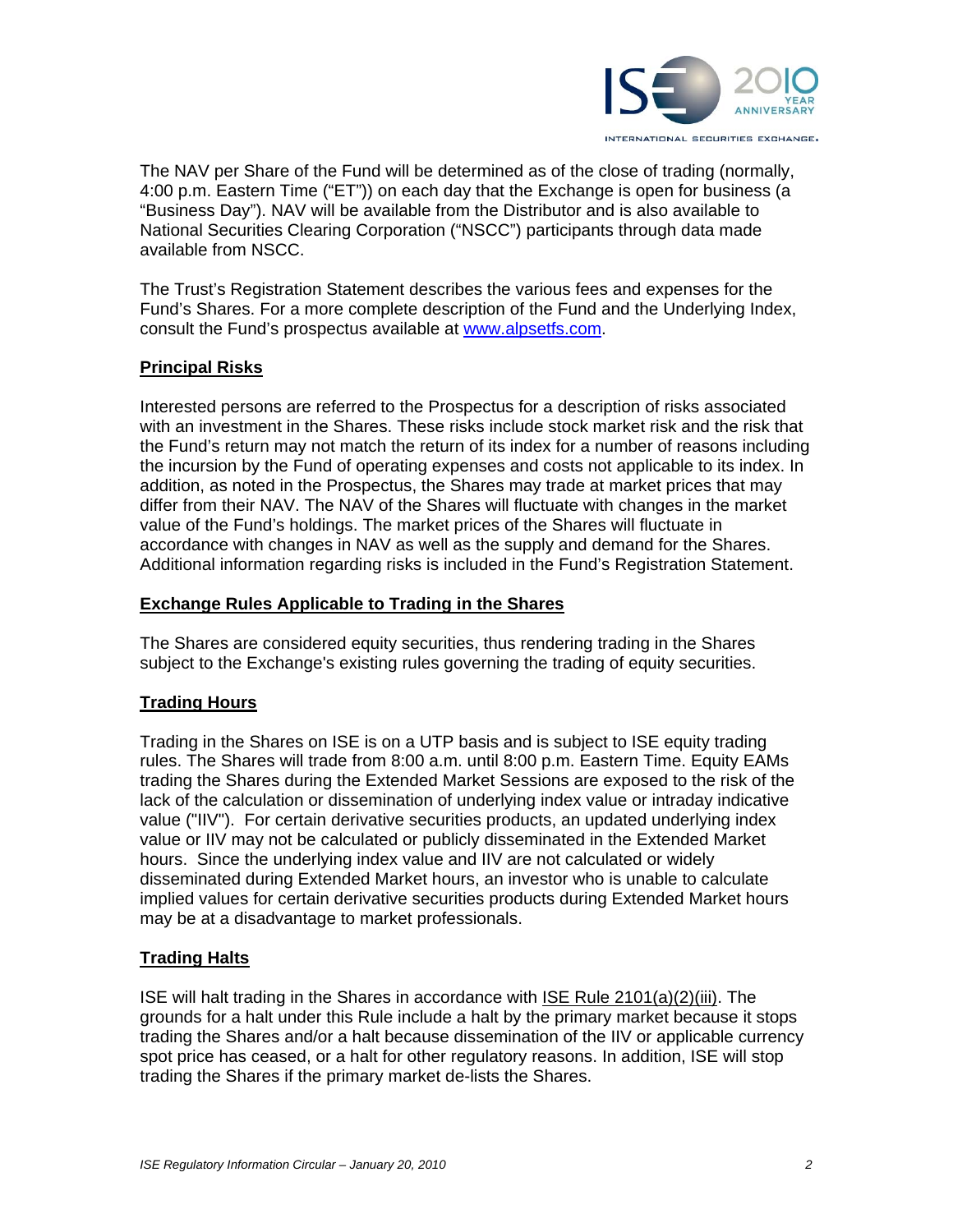The NAV per Share of the Fund will be determined as of the close of trading (normally, 4:00 p.m. Eastern Time ("ET")) on each day that the Exchange is open for business (a "Business Day"). NAV will be available from the Distributor and is also available to National Securities Clearing Corporation ("NSCC") participants through data made available from NSCC.

The Trust's Registration Statement describes the various fees and expenses for the Fund's Shares. For a more complete description of the Fund and the Underlying Index, consult the Fund's prospectus available at www.alpsetfs.com.

## Principal Risks

Interested persons are referred to the Prospectus for a description of risks associated with an investment in the Shares. These risks include stock market risk and the risk that the Fund's return may not match the return of its index for a number of reasons including the incursion by the Fund of operating expenses and costs not applicable to its index. In addition, as noted in the Prospectus, the Shares may trade at market prices that may differ from their NAV. The NAV of the Shares will fluctuate with changes in the market value of the Fund's holdings. The market prices of the Shares will fluctuate in accordance with changes in NAV as well as the supply and demand for the Shares. Additional information regarding risks is included in the Fund's Registration Statement.

## Exchange Rules Applicable to Trading in the Shares

The Shares are considered equity securities, thus rendering trading in the Shares subject to the Exchange's existing rules governing the trading of equity securities.

## Trading Hours

Trading in the Shares on ISE is on a UTP basis and is subject to ISE equity trading rules. The Shares will trade from 8:00 a.m. until 8:00 p.m. Eastern Time. Equity EAMs trading the Shares during the Extended Market Sessions are exposed to the risk of the lack of the calculation or dissemination of underlying index value or intraday indicative value ("IIV"). For certain derivative securities products, an updated underlying index value or IIV may not be calculated or publicly disseminated in the Extended Market hours. Since the underlying index value and IIV are not calculated or widely disseminated during Extended Market hours, an investor who is unable to calculate implied values for certain derivative securities products during Extended Market hours may be at a disadvantage to market professionals.

## Trading Halts

ISE will halt trading in the Shares in accordance with ISE Rule 2101(a)(2)(iii). The grounds for a halt under this Rule include a halt by the primary market because it stops trading the Shares and/or a halt because dissemination of the IIV or applicable currency spot price has ceased, or a halt for other regulatory reasons. In addition, ISE will stop trading the Shares if the primary market de-lists the Shares.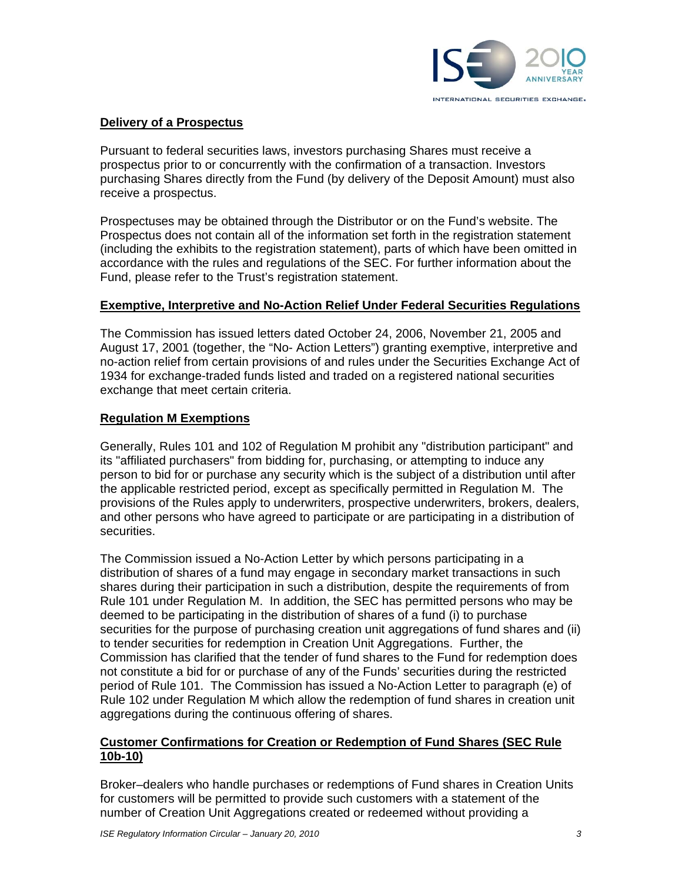**Delivery of a Prospectus**

Pursuant to federal securities laws, investors purchasing Shares must receive a prospectus prior to or concurrently with the confirmation of a transaction. Investors purchasing Shares directly from the Fund (by delivery of the Deposit Amount) must also receive a prospectus.

Prospectuses may be obtained through the Distributor or on the Fund's website. The Prospectus does not contain all of the information set forth in the registration statement (including the exhibits to the registration statement), parts of which have been omitted in accordance with the rules and regulations of the SEC. For further information about the Fund, please refer to the Trust's registration statement.

**Exemptive, Interpretive and No-Action Relief Under Federal Securities Regulations**

The Commission has issued letters dated October 24, 2006, November 21, 2005 and August 17, 2001 (together, the "No- Action Letters") granting exemptive, interpretive and no-action relief from certain provisions of and rules under the Securities Exchange Act of 1934 for exchange-traded funds listed and traded on a registered national securities exchange that meet certain criteria.

**Regulation M Exemptions**

Generally, Rules 101 and 102 of Regulation M prohibit any "distribution participant" and its "affiliated purchasers" from bidding for, purchasing, or attempting to induce any person to bid for or purchase any security which is the subject of a distribution until after the applicable restricted period, except as specifically permitted in Regulation M. The provisions of the Rules apply to underwriters, prospective underwriters, brokers, dealers, and other persons who have agreed to participate or are participating in a distribution of securities.

The Commission issued a No-Action Letter by which persons participating in a distribution of shares of a fund may engage in secondary market transactions in such shares during their participation in such a distribution, despite the requirements of from Rule 101 under Regulation M. In addition, the SEC has permitted persons who may be deemed to be participating in the distribution of shares of a fund (i) to purchase securities for the purpose of purchasing creation unit aggregations of fund shares and (ii) to tender securities for redemption in Creation Unit Aggregations. Further, the Commission has clarified that the tender of fund shares to the Fund for redemption does not constitute a bid for or purchase of any of the Funds' securities during the restricted period of Rule 101. The Commission has issued a No-Action Letter to paragraph (e) of Rule 102 under Regulation M which allow the redemption of fund shares in creation unit aggregations during the continuous offering of shares.

**Customer Confirmations for Creation or Redemption of Fund Shares (SEC Rule 10b-10)**

Broker–dealers who handle purchases or redemptions of Fund shares in Creation Units for customers will be permitted to provide such customers with a statement of the number of Creation Unit Aggregations created or redeemed without providing a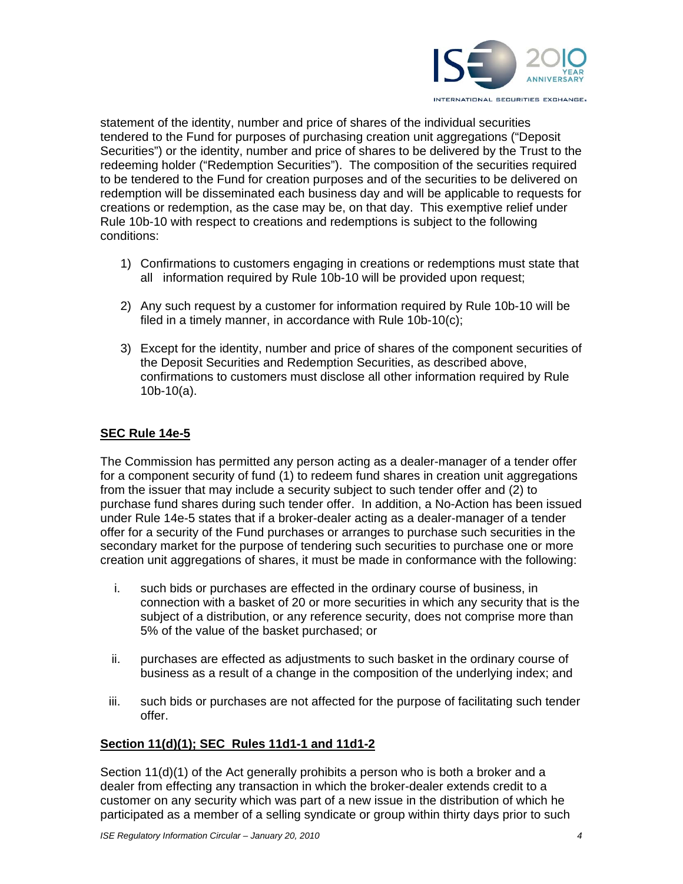statement of the identity, number and price of shares of the individual securities tendered to the Fund for purposes of purchasing creation unit aggregations ("Deposit Securities") or the identity, number and price of shares to be delivered by the Trust to the redeeming holder ("Redemption Securities"). The composition of the securities required to be tendered to the Fund for creation purposes and of the securities to be delivered on redemption will be disseminated each business day and will be applicable to requests for creations or redemption, as the case may be, on that day. This exemptive relief under Rule 10b-10 with respect to creations and redemptions is subject to the following conditions:

1) Confirmations to customers engaging in creations or redemptions must state that all information required by Rule 10b-10 will be provided upon request;

2) Any such request by a customer for information required by Rule 10b-10 will be filed in a timely manner, in accordance with Rule 10b-10(c);

3) Except for the identity, number and price of shares of the component securities of the Deposit Securities and Redemption Securities, as described above, confirmations to customers must disclose all other information required by Rule 10b-10(a).

**SEC Rule 14e-5**

The Commission has permitted any person acting as a dealer-manager of a tender offer for a component security of fund (1) to redeem fund shares in creation unit aggregations from the issuer that may include a security subject to such tender offer and (2) to purchase fund shares during such tender offer. In addition, a No-Action has been issued under Rule 14e-5 states that if a broker-dealer acting as a dealer-manager of a tender offer for a security of the Fund purchases or arranges to purchase such securities in the secondary market for the purpose of tendering such securities to purchase one or more creation unit aggregations of shares, it must be made in conformance with the following:

i. such bids or purchases are effected in the ordinary course of business, in connection with a basket of 20 or more securities in which any security that is the subject of a distribution, or any reference security, does not comprise more than 5% of the value of the basket purchased; or

ii. purchases are effected as adjustments to such basket in the ordinary course of business as a result of a change in the composition of the underlying index; and

iii. such bids or purchases are not affected for the purpose of facilitating such tender offer.

**Section 11(d)(1); SEC Rules 11d1-1 and 11d1-2**

Section 11(d)(1) of the Act generally prohibits a person who is both a broker and a dealer from effecting any transaction in which the broker-dealer extends credit to a customer on any security which was part of a new issue in the distribution of which he participated as a member of a selling syndicate or group within thirty days prior to such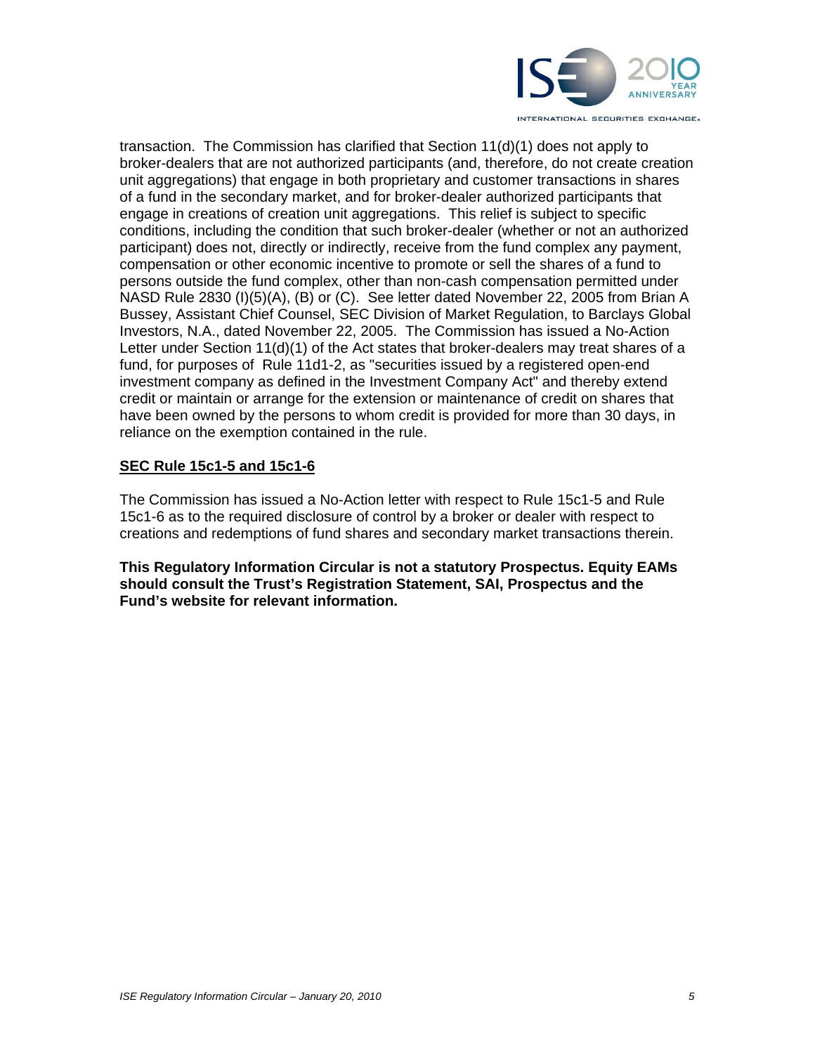transaction. The Commission has clarified that Section 11(d)(1) does not apply to broker-dealers that are not authorized participants (and, therefore, do not create creation unit aggregations) that engage in both proprietary and customer transactions in shares of a fund in the secondary market, and for broker-dealer authorized participants that engage in creations of creation unit aggregations. This relief is subject to specific conditions, including the condition that such broker-dealer (whether or not an authorized participant) does not, directly or indirectly, receive from the fund complex any payment, compensation or other economic incentive to promote or sell the shares of a fund to persons outside the fund complex, other than non-cash compensation permitted under NASD Rule 2830 (I)(5)(A), (B) or (C). See letter dated November 22, 2005 from Brian A Bussey, Assistant Chief Counsel, SEC Division of Market Regulation, to Barclays Global Investors, N.A., dated November 22, 2005. The Commission has issued a No-Action Letter under Section 11(d)(1) of the Act states that broker-dealers may treat shares of a fund, for purposes of Rule 11d1-2, as "securities issued by a registered open-end investment company as defined in the Investment Company Act" and thereby extend credit or maintain or arrange for the extension or maintenance of credit on shares that have been owned by the persons to whom credit is provided for more than 30 days, in reliance on the exemption contained in the rule.

**<u>SEC Rule 15c1-5 and 15c1-6</u>**

The Commission has issued a No-Action letter with respect to Rule 15c1-5 and Rule 15c1-6 as to the required disclosure of control by a broker or dealer with respect to creations and redemptions of fund shares and secondary market transactions therein.

**This Regulatory Information Circular is not a statutory Prospectus. Equity EAMs should consult the Trust's Registration Statement, SAI, Prospectus and the Fund's website for relevant information.**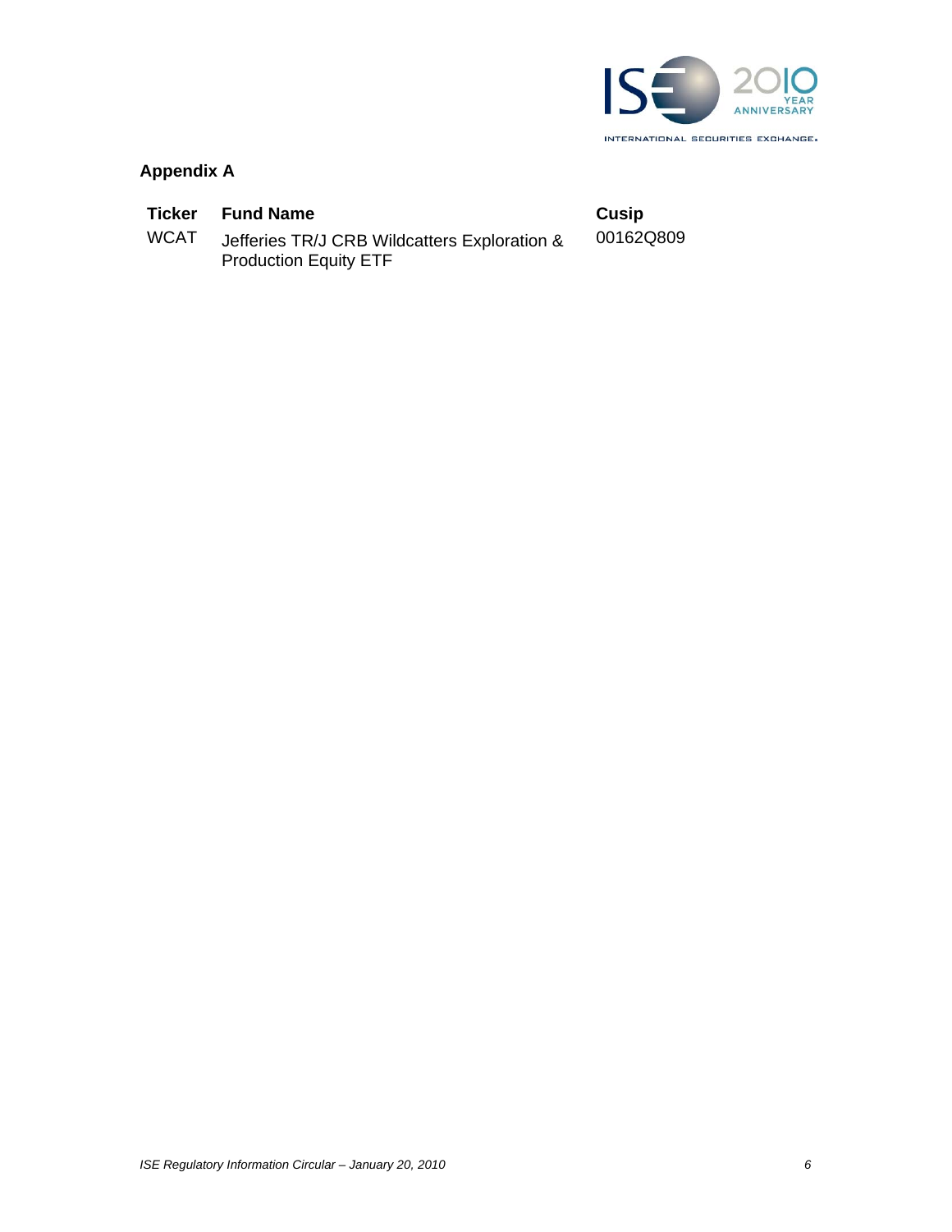## Appendix A

| Ticker | Fund Name | Cusip |
|---|---|---|
| WCAT | Jefferies TR/J CRB Wildcatters Exploration & Production Equity ETF | 00162Q809 |